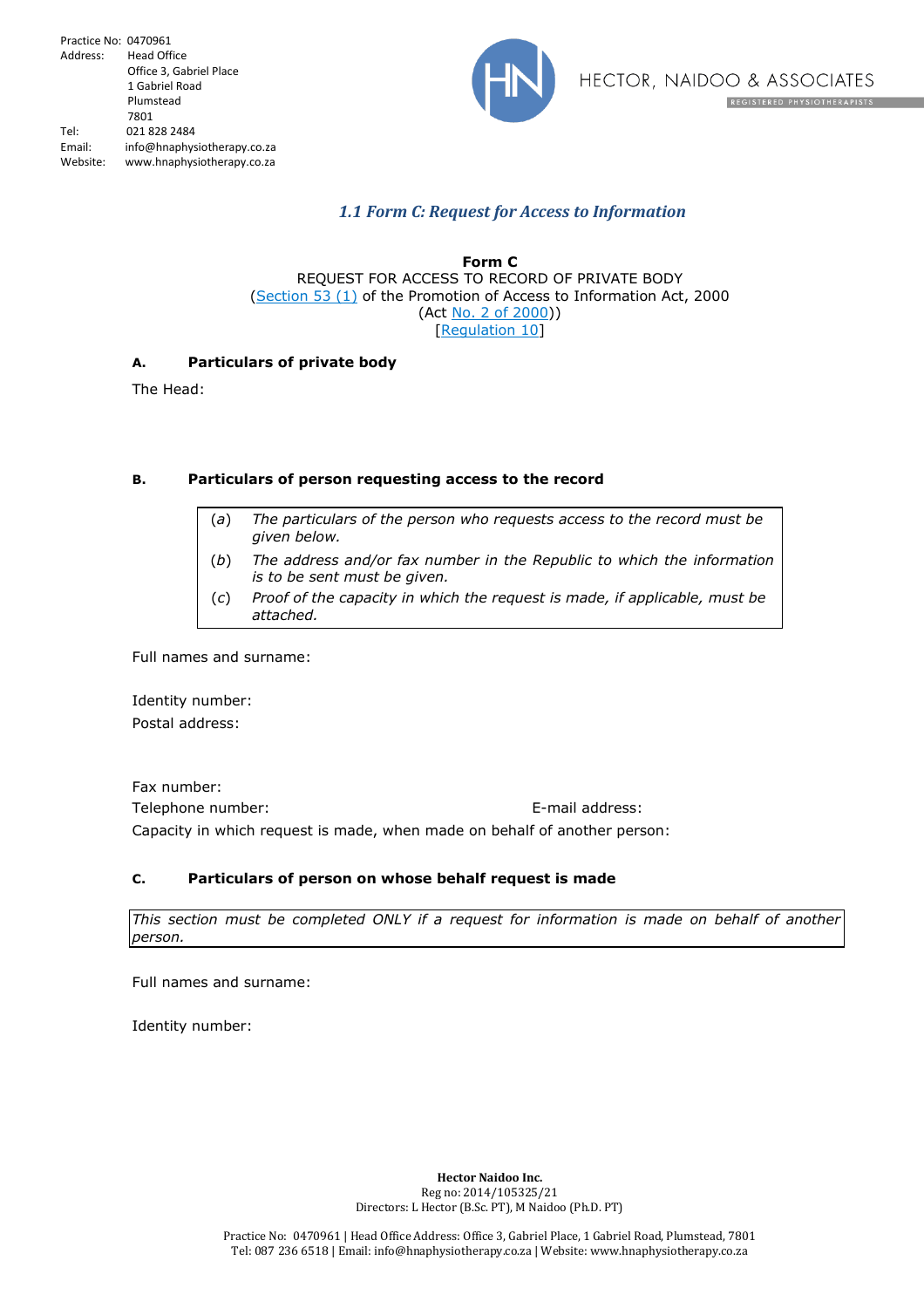Practice No: 0470961
Address: Head Office
Office 3, Gabriel Place
1 Gabriel Road
Plumstead
7801
Tel: 021 828 2484
Email: info@hnaphysiotherapy.co.za
Website: www.hnaphysiotherapy.co.za

HECTOR, NAIDOO & ASSOCIATES
REGISTERED PHYSIOTHERAPISTS

## *1.1 Form C: Request for Access to Information*

**Form C**
REQUEST FOR ACCESS TO RECORD OF PRIVATE BODY
(Section 53 (1) of the Promotion of Access to Information Act, 2000
(Act No. 2 of 2000))
[Regulation 10]

### A. Particulars of private body

The Head:

### B. Particulars of person requesting access to the record

(*a*) *The particulars of the person who requests access to the record must be given below.*
(*b*) *The address and/or fax number in the Republic to which the information is to be sent must be given.*
(*c*) *Proof of the capacity in which the request is made, if applicable, must be attached.*

Full names and surname:

Identity number:

Postal address:

Fax number:

Telephone number: E-mail address:

Capacity in which request is made, when made on behalf of another person:

### C. Particulars of person on whose behalf request is made

*This section must be completed ONLY if a request for information is made on behalf of another person.*

Full names and surname:

Identity number:

**Hector Naidoo Inc.**
Reg no: 2014/105325/21
Directors: L Hector (B.Sc. PT), M Naidoo (Ph.D. PT)

Practice No: 0470961 | Head Office Address: Office 3, Gabriel Place, 1 Gabriel Road, Plumstead, 7801
Tel: 087 236 6518 | Email: info@hnaphysiotherapy.co.za | Website: www.hnaphysiotherapy.co.za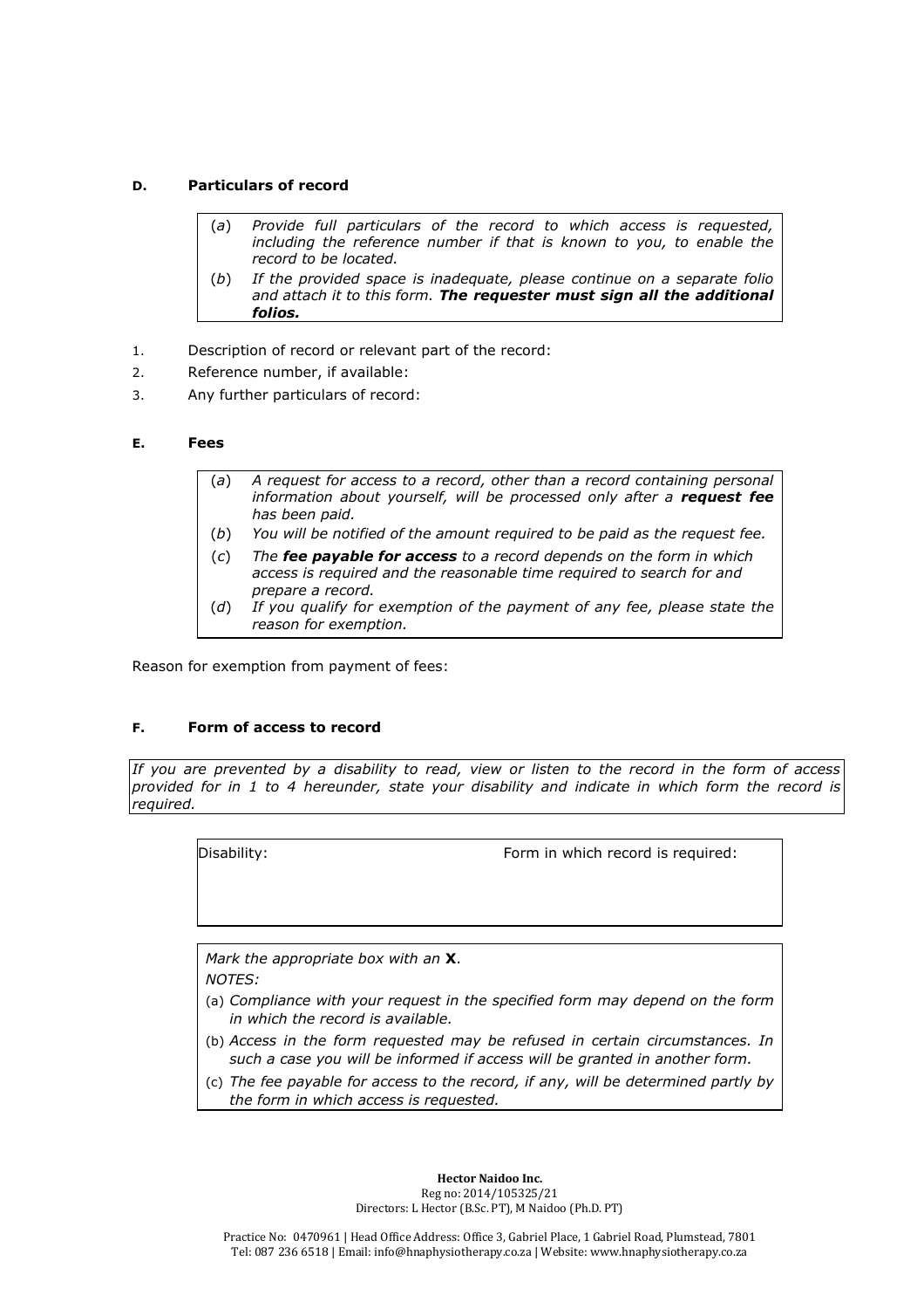## D. Particulars of record

| | |
|---|---|
| (*a*) | *Provide full particulars of the record to which access is requested, including the reference number if that is known to you, to enable the record to be located.* |
| (*b*) | *If the provided space is inadequate, please continue on a separate folio and attach it to this form.* ***The requester must sign all the additional folios.*** |

1. Description of record or relevant part of the record:
2. Reference number, if available:
3. Any further particulars of record:

## E. Fees

| | |
|---|---|
| (*a*) | *A request for access to a record, other than a record containing personal information about yourself, will be processed only after a* ***request fee*** *has been paid.* |
| (*b*) | *You will be notified of the amount required to be paid as the request fee.* |
| (*c*) | *The* ***fee payable for access*** *to a record depends on the form in which access is required and the reasonable time required to search for and prepare a record.* |
| (*d*) | *If you qualify for exemption of the payment of any fee, please state the reason for exemption.* |

Reason for exemption from payment of fees:

## F. Form of access to record

*If you are prevented by a disability to read, view or listen to the record in the form of access provided for in 1 to 4 hereunder, state your disability and indicate in which form the record is required.*

| Disability: | Form in which record is required: |
|---|---|
| | |

*Mark the appropriate box with an* **X**.

*NOTES:*

(a) *Compliance with your request in the specified form may depend on the form in which the record is available.*

(b) *Access in the form requested may be refused in certain circumstances. In such a case you will be informed if access will be granted in another form.*

(c) *The fee payable for access to the record, if any, will be determined partly by the form in which access is requested.*

**Hector Naidoo Inc.**
Reg no: 2014/105325/21
Directors: L Hector (B.Sc. PT), M Naidoo (Ph.D. PT)

Practice No: 0470961 | Head Office Address: Office 3, Gabriel Place, 1 Gabriel Road, Plumstead, 7801
Tel: 087 236 6518 | Email: info@hnaphysiotherapy.co.za | Website: www.hnaphysiotherapy.co.za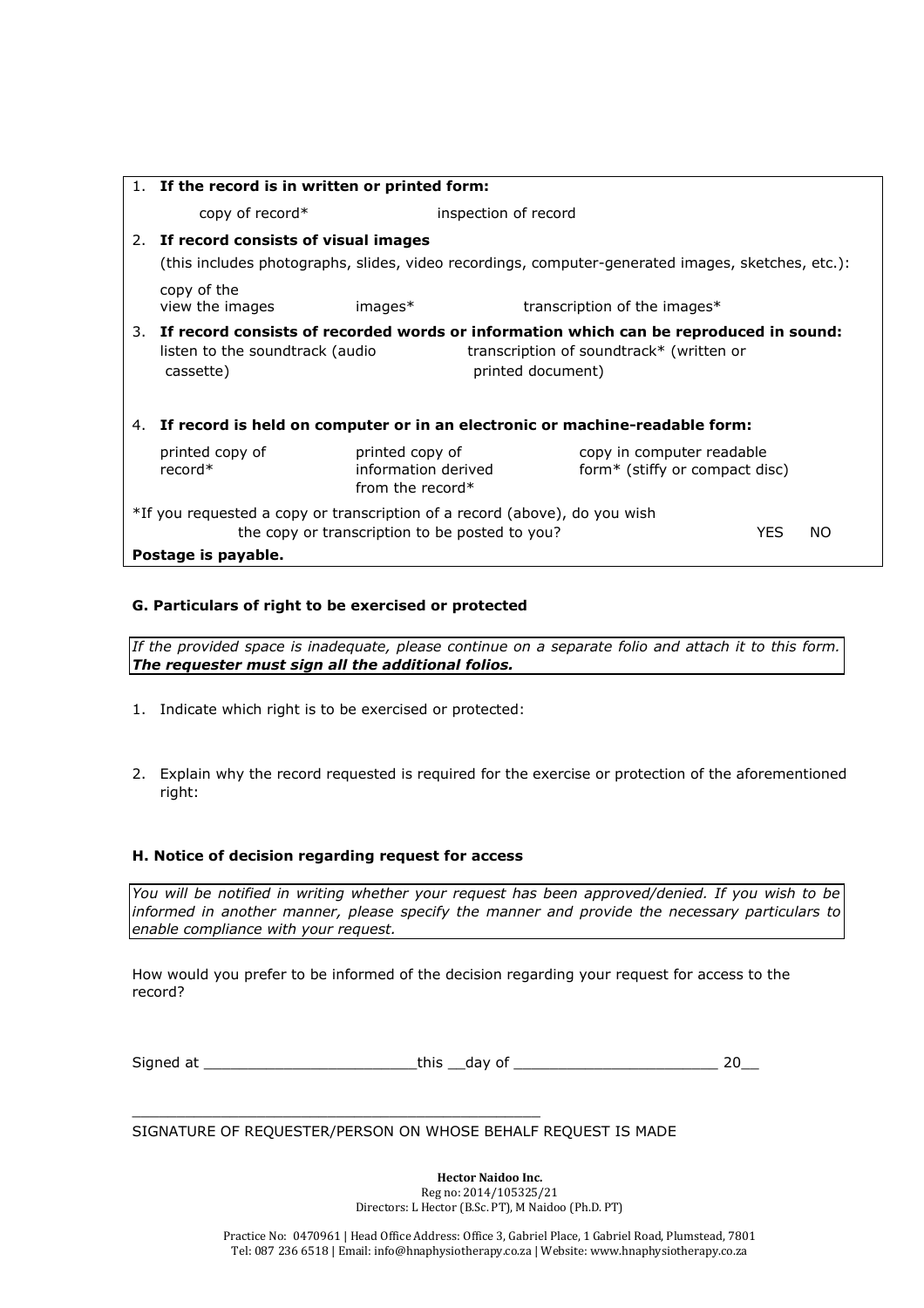1. **If the record is in written or printed form:**

| | |
|---|---|
| copy of record* | inspection of record |

2. **If record consists of visual images**

(this includes photographs, slides, video recordings, computer-generated images, sketches, etc.):

| | | |
|---|---|---|
| view the images | copy of the images* | transcription of the images* |

3. **If record consists of recorded words or information which can be reproduced in sound:**

| | |
|---|---|
| listen to the soundtrack (audio cassette) | transcription of soundtrack* (written or printed document) |

4. **If record is held on computer or in an electronic or machine-readable form:**

| | | |
|---|---|---|
| printed copy of record* | printed copy of information derived from the record* | copy in computer readable form* (stiffy or compact disc) |

*If you requested a copy or transcription of a record (above), do you wish the copy or transcription to be posted to you? YES NO

**Postage is payable.**

### G. Particulars of right to be exercised or protected

*If the provided space is inadequate, please continue on a separate folio and attach it to this form.* ***The requester must sign all the additional folios.***

1. Indicate which right is to be exercised or protected:

2. Explain why the record requested is required for the exercise or protection of the aforementioned right:

### H. Notice of decision regarding request for access

*You will be notified in writing whether your request has been approved/denied. If you wish to be informed in another manner, please specify the manner and provide the necessary particulars to enable compliance with your request.*

How would you prefer to be informed of the decision regarding your request for access to the record?

Signed at ________________________this __day of _______________________ 20__

_________________________________________________

SIGNATURE OF REQUESTER/PERSON ON WHOSE BEHALF REQUEST IS MADE

**Hector Naidoo Inc.**
Reg no: 2014/105325/21
Directors: L Hector (B.Sc. PT), M Naidoo (Ph.D. PT)

Practice No: 0470961 | Head Office Address: Office 3, Gabriel Place, 1 Gabriel Road, Plumstead, 7801
Tel: 087 236 6518 | Email: info@hnaphysiotherapy.co.za | Website: www.hnaphysiotherapy.co.za